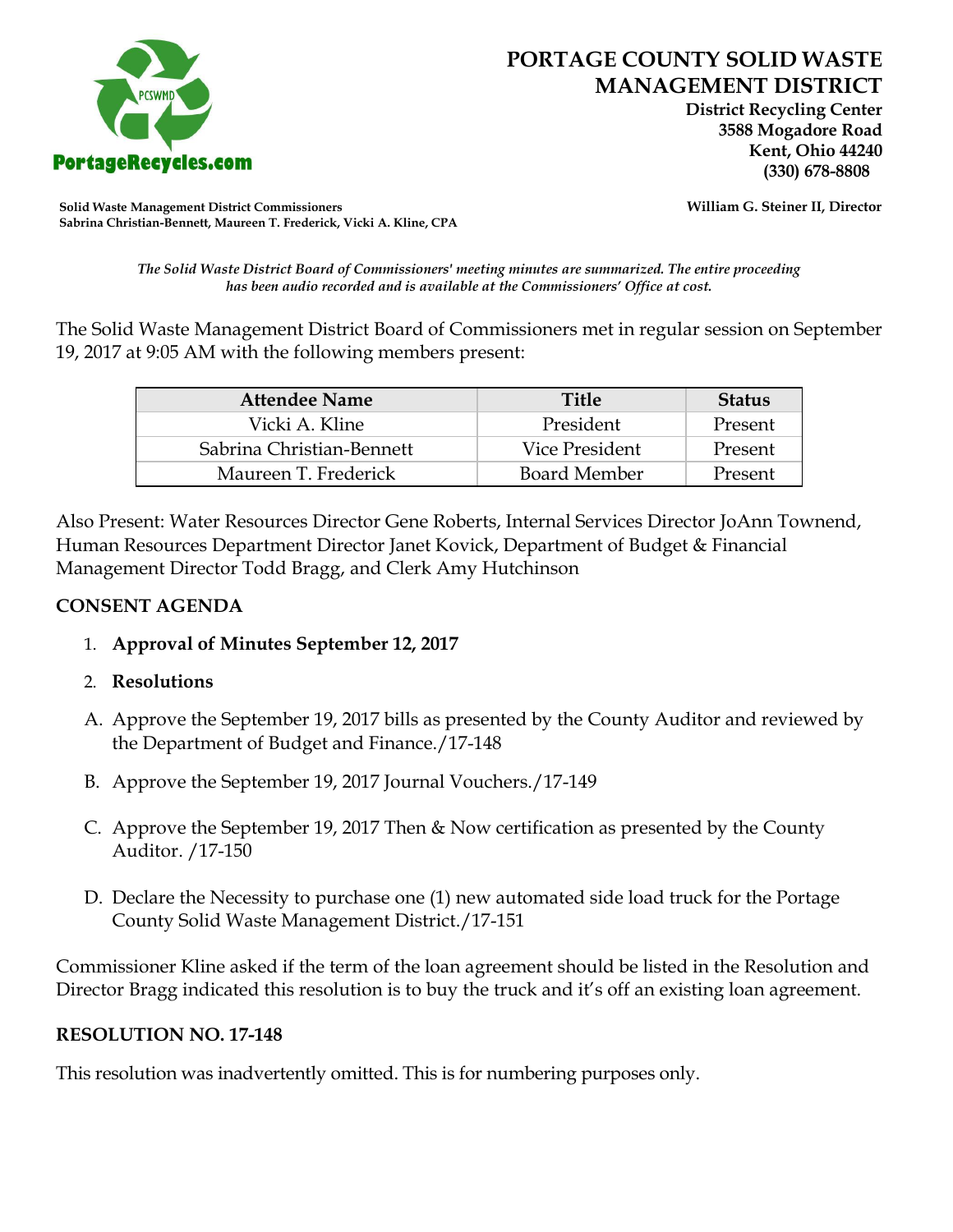# PORTAGE COUNTY SOLID WASTE MANAGEMENT DISTRICT

**District Recycling Center**
**3588 Mogadore Road**
**Kent, Ohio 44240**
**(330) 678-8808**

PortageRecycles.com

**Solid Waste Management District Commissioners**
**Sabrina Christian-Bennett, Maureen T. Frederick, Vicki A. Kline, CPA**

**William G. Steiner II, Director**

*The Solid Waste District Board of Commissioners' meeting minutes are summarized. The entire proceeding has been audio recorded and is available at the Commissioners' Office at cost.*

The Solid Waste Management District Board of Commissioners met in regular session on September 19, 2017 at 9:05 AM with the following members present:

| Attendee Name | Title | Status |
|---|---|---|
| Vicki A. Kline | President | Present |
| Sabrina Christian-Bennett | Vice President | Present |
| Maureen T. Frederick | Board Member | Present |

Also Present: Water Resources Director Gene Roberts, Internal Services Director JoAnn Townend, Human Resources Department Director Janet Kovick, Department of Budget & Financial Management Director Todd Bragg, and Clerk Amy Hutchinson

## CONSENT AGENDA

1. **Approval of Minutes September 12, 2017**
2. **Resolutions**

A. Approve the September 19, 2017 bills as presented by the County Auditor and reviewed by the Department of Budget and Finance./17-148

B. Approve the September 19, 2017 Journal Vouchers./17-149

C. Approve the September 19, 2017 Then & Now certification as presented by the County Auditor. /17-150

D. Declare the Necessity to purchase one (1) new automated side load truck for the Portage County Solid Waste Management District./17-151

Commissioner Kline asked if the term of the loan agreement should be listed in the Resolution and Director Bragg indicated this resolution is to buy the truck and it's off an existing loan agreement.

## RESOLUTION NO. 17-148

This resolution was inadvertently omitted. This is for numbering purposes only.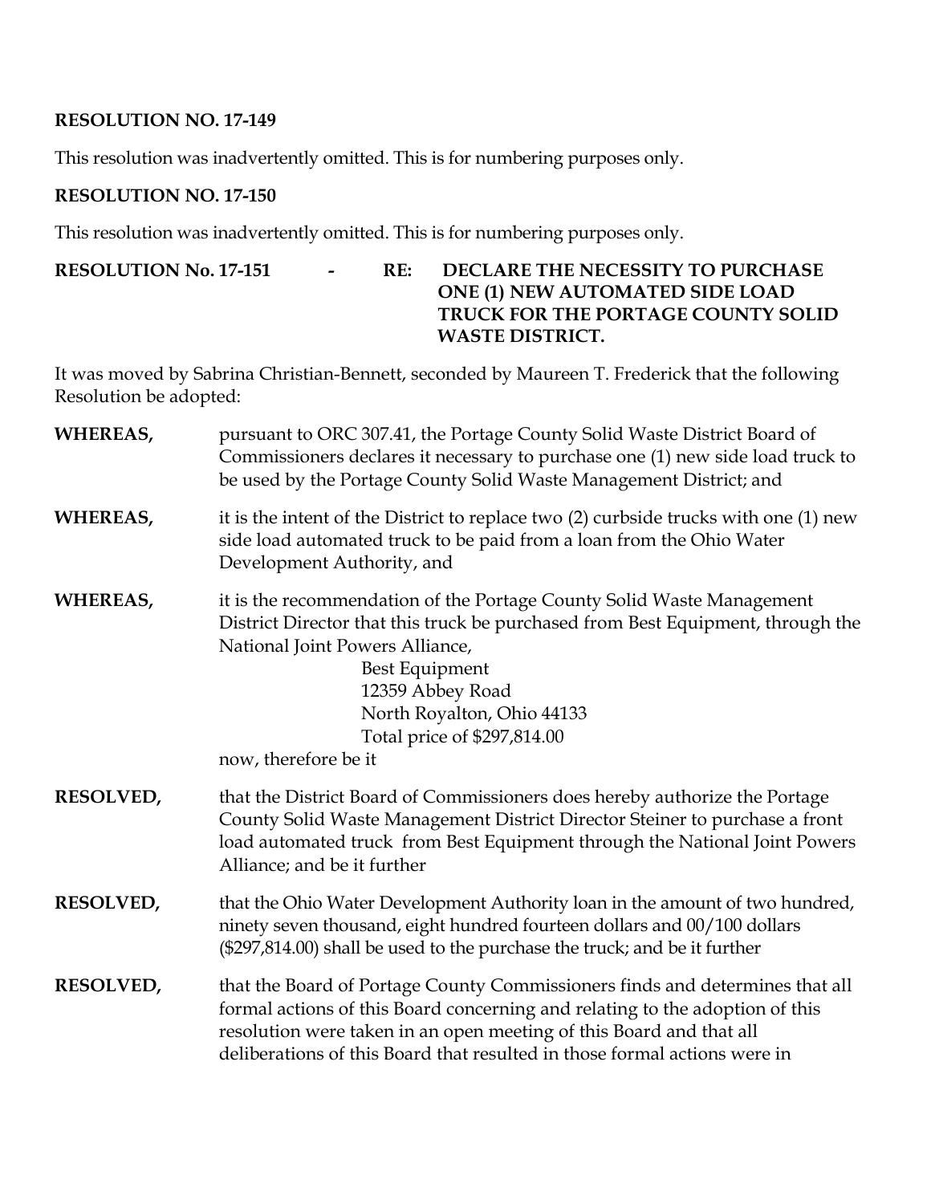**RESOLUTION NO. 17-149**

This resolution was inadvertently omitted. This is for numbering purposes only.

**RESOLUTION NO. 17-150**

This resolution was inadvertently omitted. This is for numbering purposes only.

**RESOLUTION No. 17-151 - RE: DECLARE THE NECESSITY TO PURCHASE ONE (1) NEW AUTOMATED SIDE LOAD TRUCK FOR THE PORTAGE COUNTY SOLID WASTE DISTRICT.**

It was moved by Sabrina Christian-Bennett, seconded by Maureen T. Frederick that the following Resolution be adopted:

**WHEREAS,** pursuant to ORC 307.41, the Portage County Solid Waste District Board of Commissioners declares it necessary to purchase one (1) new side load truck to be used by the Portage County Solid Waste Management District; and

**WHEREAS,** it is the intent of the District to replace two (2) curbside trucks with one (1) new side load automated truck to be paid from a loan from the Ohio Water Development Authority, and

**WHEREAS,** it is the recommendation of the Portage County Solid Waste Management District Director that this truck be purchased from Best Equipment, through the National Joint Powers Alliance,

Best Equipment
12359 Abbey Road
North Royalton, Ohio 44133
Total price of $297,814.00

now, therefore be it

**RESOLVED,** that the District Board of Commissioners does hereby authorize the Portage County Solid Waste Management District Director Steiner to purchase a front load automated truck from Best Equipment through the National Joint Powers Alliance; and be it further

**RESOLVED,** that the Ohio Water Development Authority loan in the amount of two hundred, ninety seven thousand, eight hundred fourteen dollars and 00/100 dollars ($297,814.00) shall be used to the purchase the truck; and be it further

**RESOLVED,** that the Board of Portage County Commissioners finds and determines that all formal actions of this Board concerning and relating to the adoption of this resolution were taken in an open meeting of this Board and that all deliberations of this Board that resulted in those formal actions were in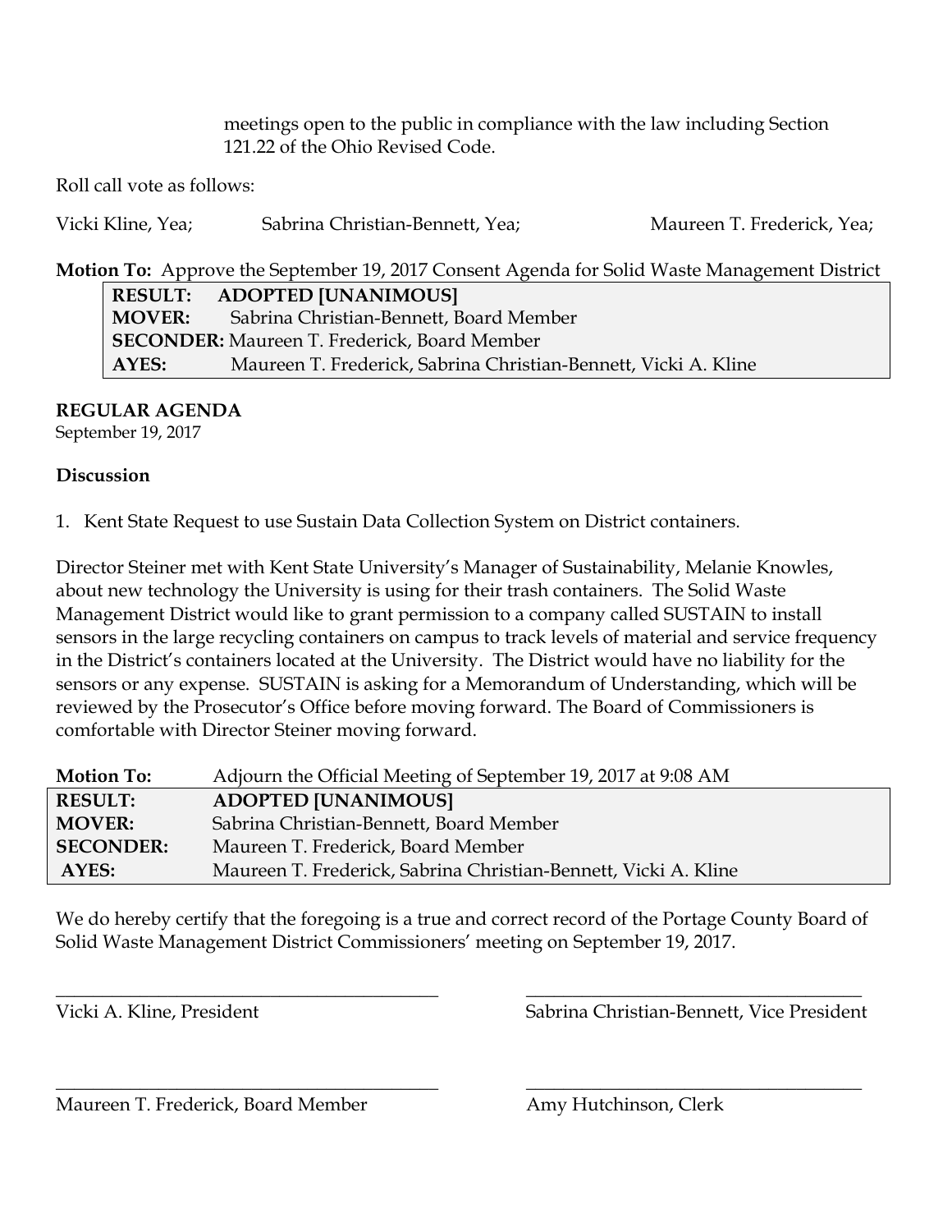meetings open to the public in compliance with the law including Section 121.22 of the Ohio Revised Code.

Roll call vote as follows:

Vicki Kline, Yea; Sabrina Christian-Bennett, Yea; Maureen T. Frederick, Yea;

**Motion To:** Approve the September 19, 2017 Consent Agenda for Solid Waste Management District

| | |
|---|---|
| **RESULT:** | **ADOPTED [UNANIMOUS]** |
| **MOVER:** | Sabrina Christian-Bennett, Board Member |
| **SECONDER:** | Maureen T. Frederick, Board Member |
| **AYES:** | Maureen T. Frederick, Sabrina Christian-Bennett, Vicki A. Kline |

**REGULAR AGENDA**
September 19, 2017

**Discussion**

1. Kent State Request to use Sustain Data Collection System on District containers.

Director Steiner met with Kent State University's Manager of Sustainability, Melanie Knowles, about new technology the University is using for their trash containers. The Solid Waste Management District would like to grant permission to a company called SUSTAIN to install sensors in the large recycling containers on campus to track levels of material and service frequency in the District's containers located at the University. The District would have no liability for the sensors or any expense. SUSTAIN is asking for a Memorandum of Understanding, which will be reviewed by the Prosecutor's Office before moving forward. The Board of Commissioners is comfortable with Director Steiner moving forward.

**Motion To:** Adjourn the Official Meeting of September 19, 2017 at 9:08 AM

| | |
|---|---|
| **RESULT:** | **ADOPTED [UNANIMOUS]** |
| **MOVER:** | Sabrina Christian-Bennett, Board Member |
| **SECONDER:** | Maureen T. Frederick, Board Member |
| **AYES:** | Maureen T. Frederick, Sabrina Christian-Bennett, Vicki A. Kline |

We do hereby certify that the foregoing is a true and correct record of the Portage County Board of Solid Waste Management District Commissioners' meeting on September 19, 2017.

_______________________________ 
Vicki A. Kline, President

_______________________________ 
Sabrina Christian-Bennett, Vice President

_______________________________ 
Maureen T. Frederick, Board Member

_______________________________ 
Amy Hutchinson, Clerk